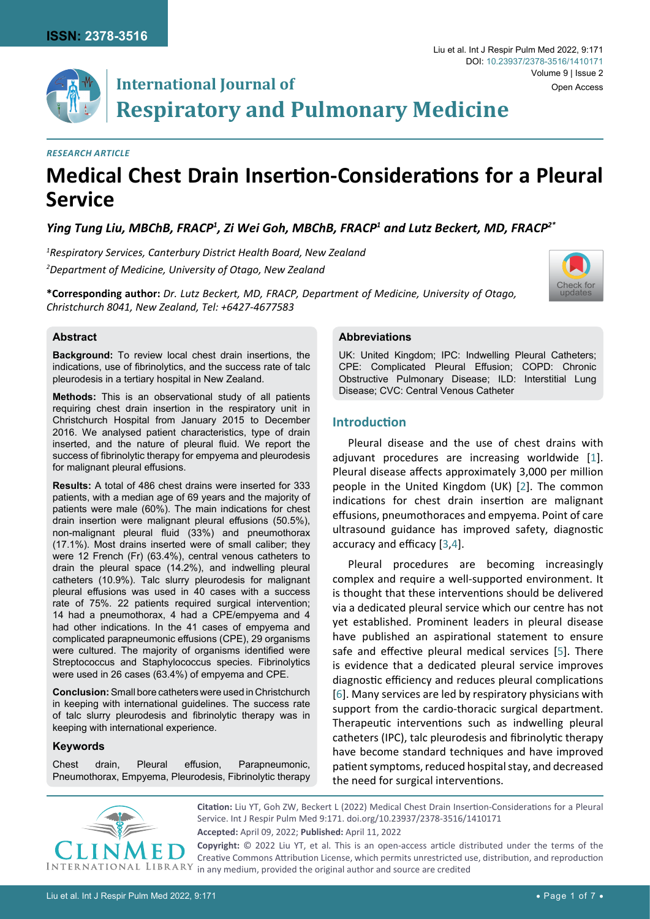*RESEARCH ARTICLE*

# Medical Chest Drain Insertion-Considerations for a Pleural Service

***Ying Tung Liu, MBChB, FRACP[1], Zi Wei Goh, MBChB, FRACP[1] and Lutz Beckert, MD, FRACP[2*]***

*[1]Respiratory Services, Canterbury District Health Board, New Zealand*

*[2]Department of Medicine, University of Otago, New Zealand*

**\*Corresponding author:** *Dr. Lutz Beckert, MD, FRACP, Department of Medicine, University of Otago, Christchurch 8041, New Zealand, Tel: +6427-4677583*

### Abstract

**Background:** To review local chest drain insertions, the indications, use of fibrinolytics, and the success rate of talc pleurodesis in a tertiary hospital in New Zealand.

**Methods:** This is an observational study of all patients requiring chest drain insertion in the respiratory unit in Christchurch Hospital from January 2015 to December 2016. We analysed patient characteristics, type of drain inserted, and the nature of pleural fluid. We report the success of fibrinolytic therapy for empyema and pleurodesis for malignant pleural effusions.

**Results:** A total of 486 chest drains were inserted for 333 patients, with a median age of 69 years and the majority of patients were male (60%). The main indications for chest drain insertion were malignant pleural effusions (50.5%), non-malignant pleural fluid (33%) and pneumothorax (17.1%). Most drains inserted were of small caliber; they were 12 French (Fr) (63.4%), central venous catheters to drain the pleural space (14.2%), and indwelling pleural catheters (10.9%). Talc slurry pleurodesis for malignant pleural effusions was used in 40 cases with a success rate of 75%. 22 patients required surgical intervention; 14 had a pneumothorax, 4 had a CPE/empyema and 4 had other indications. In the 41 cases of empyema and complicated parapneumonic effusions (CPE), 29 organisms were cultured. The majority of organisms identified were Streptococcus and Staphylococcus species. Fibrinolytics were used in 26 cases (63.4%) of empyema and CPE.

**Conclusion:** Small bore catheters were used in Christchurch in keeping with international guidelines. The success rate of talc slurry pleurodesis and fibrinolytic therapy was in keeping with international experience.

### Keywords

Chest drain, Pleural effusion, Parapneumonic, Pneumothorax, Empyema, Pleurodesis, Fibrinolytic therapy

### Abbreviations

UK: United Kingdom; IPC: Indwelling Pleural Catheters; CPE: Complicated Pleural Effusion; COPD: Chronic Obstructive Pulmonary Disease; ILD: Interstitial Lung Disease; CVC: Central Venous Catheter

## Introduction

Pleural disease and the use of chest drains with adjuvant procedures are increasing worldwide [1]. Pleural disease affects approximately 3,000 per million people in the United Kingdom (UK) [2]. The common indications for chest drain insertion are malignant effusions, pneumothoraces and empyema. Point of care ultrasound guidance has improved safety, diagnostic accuracy and efficacy [3,4].

Pleural procedures are becoming increasingly complex and require a well-supported environment. It is thought that these interventions should be delivered via a dedicated pleural service which our centre has not yet established. Prominent leaders in pleural disease have published an aspirational statement to ensure safe and effective pleural medical services [5]. There is evidence that a dedicated pleural service improves diagnostic efficiency and reduces pleural complications [6]. Many services are led by respiratory physicians with support from the cardio-thoracic surgical department. Therapeutic interventions such as indwelling pleural catheters (IPC), talc pleurodesis and fibrinolytic therapy have become standard techniques and have improved patient symptoms, reduced hospital stay, and decreased the need for surgical interventions.

**Citation:** Liu YT, Goh ZW, Beckert L (2022) Medical Chest Drain Insertion-Considerations for a Pleural Service. Int J Respir Pulm Med 9:171. doi.org/10.23937/2378-3516/1410171

**Accepted:** April 09, 2022; **Published:** April 11, 2022

**Copyright:** © 2022 Liu YT, et al. This is an open-access article distributed under the terms of the Creative Commons Attribution License, which permits unrestricted use, distribution, and reproduction in any medium, provided the original author and source are credited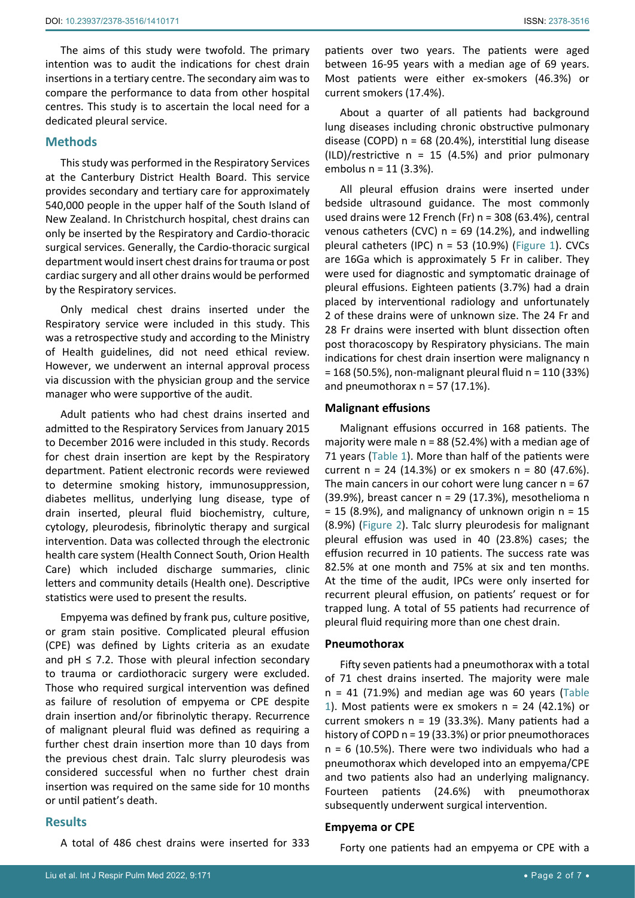The aims of this study were twofold. The primary intention was to audit the indications for chest drain insertions in a tertiary centre. The secondary aim was to compare the performance to data from other hospital centres. This study is to ascertain the local need for a dedicated pleural service.

## Methods

This study was performed in the Respiratory Services at the Canterbury District Health Board. This service provides secondary and tertiary care for approximately 540,000 people in the upper half of the South Island of New Zealand. In Christchurch hospital, chest drains can only be inserted by the Respiratory and Cardio-thoracic surgical services. Generally, the Cardio-thoracic surgical department would insert chest drains for trauma or post cardiac surgery and all other drains would be performed by the Respiratory services.

Only medical chest drains inserted under the Respiratory service were included in this study. This was a retrospective study and according to the Ministry of Health guidelines, did not need ethical review. However, we underwent an internal approval process via discussion with the physician group and the service manager who were supportive of the audit.

Adult patients who had chest drains inserted and admitted to the Respiratory Services from January 2015 to December 2016 were included in this study. Records for chest drain insertion are kept by the Respiratory department. Patient electronic records were reviewed to determine smoking history, immunosuppression, diabetes mellitus, underlying lung disease, type of drain inserted, pleural fluid biochemistry, culture, cytology, pleurodesis, fibrinolytic therapy and surgical intervention. Data was collected through the electronic health care system (Health Connect South, Orion Health Care) which included discharge summaries, clinic letters and community details (Health one). Descriptive statistics were used to present the results.

Empyema was defined by frank pus, culture positive, or gram stain positive. Complicated pleural effusion (CPE) was defined by Lights criteria as an exudate and pH $\leq$ 7.2. Those with pleural infection secondary to trauma or cardiothoracic surgery were excluded. Those who required surgical intervention was defined as failure of resolution of empyema or CPE despite drain insertion and/or fibrinolytic therapy. Recurrence of malignant pleural fluid was defined as requiring a further chest drain insertion more than 10 days from the previous chest drain. Talc slurry pleurodesis was considered successful when no further chest drain insertion was required on the same side for 10 months or until patient's death.

## Results

A total of 486 chest drains were inserted for 333 patients over two years. The patients were aged between 16-95 years with a median age of 69 years. Most patients were either ex-smokers (46.3%) or current smokers (17.4%).

About a quarter of all patients had background lung diseases including chronic obstructive pulmonary disease (COPD) n = 68 (20.4%), interstitial lung disease (ILD)/restrictive n = 15 (4.5%) and prior pulmonary embolus n = 11 (3.3%).

All pleural effusion drains were inserted under bedside ultrasound guidance. The most commonly used drains were 12 French (Fr) n = 308 (63.4%), central venous catheters (CVC) n = 69 (14.2%), and indwelling pleural catheters (IPC) n = 53 (10.9%) (Figure 1). CVCs are 16Ga which is approximately 5 Fr in caliber. They were used for diagnostic and symptomatic drainage of pleural effusions. Eighteen patients (3.7%) had a drain placed by interventional radiology and unfortunately 2 of these drains were of unknown size. The 24 Fr and 28 Fr drains were inserted with blunt dissection often post thoracoscopy by Respiratory physicians. The main indications for chest drain insertion were malignancy n = 168 (50.5%), non-malignant pleural fluid n = 110 (33%) and pneumothorax n = 57 (17.1%).

### Malignant effusions

Malignant effusions occurred in 168 patients. The majority were male n = 88 (52.4%) with a median age of 71 years (Table 1). More than half of the patients were current n = 24 (14.3%) or ex smokers n = 80 (47.6%). The main cancers in our cohort were lung cancer n = 67 (39.9%), breast cancer n = 29 (17.3%), mesothelioma n = 15 (8.9%), and malignancy of unknown origin n = 15 (8.9%) (Figure 2). Talc slurry pleurodesis for malignant pleural effusion was used in 40 (23.8%) cases; the effusion recurred in 10 patients. The success rate was 82.5% at one month and 75% at six and ten months. At the time of the audit, IPCs were only inserted for recurrent pleural effusion, on patients' request or for trapped lung. A total of 55 patients had recurrence of pleural fluid requiring more than one chest drain.

### Pneumothorax

Fifty seven patients had a pneumothorax with a total of 71 chest drains inserted. The majority were male n = 41 (71.9%) and median age was 60 years (Table 1). Most patients were ex smokers n = 24 (42.1%) or current smokers n = 19 (33.3%). Many patients had a history of COPD n = 19 (33.3%) or prior pneumothoraces n = 6 (10.5%). There were two individuals who had a pneumothorax which developed into an empyema/CPE and two patients also had an underlying malignancy. Fourteen patients (24.6%) with pneumothorax subsequently underwent surgical intervention.

### Empyema or CPE

Forty one patients had an empyema or CPE with a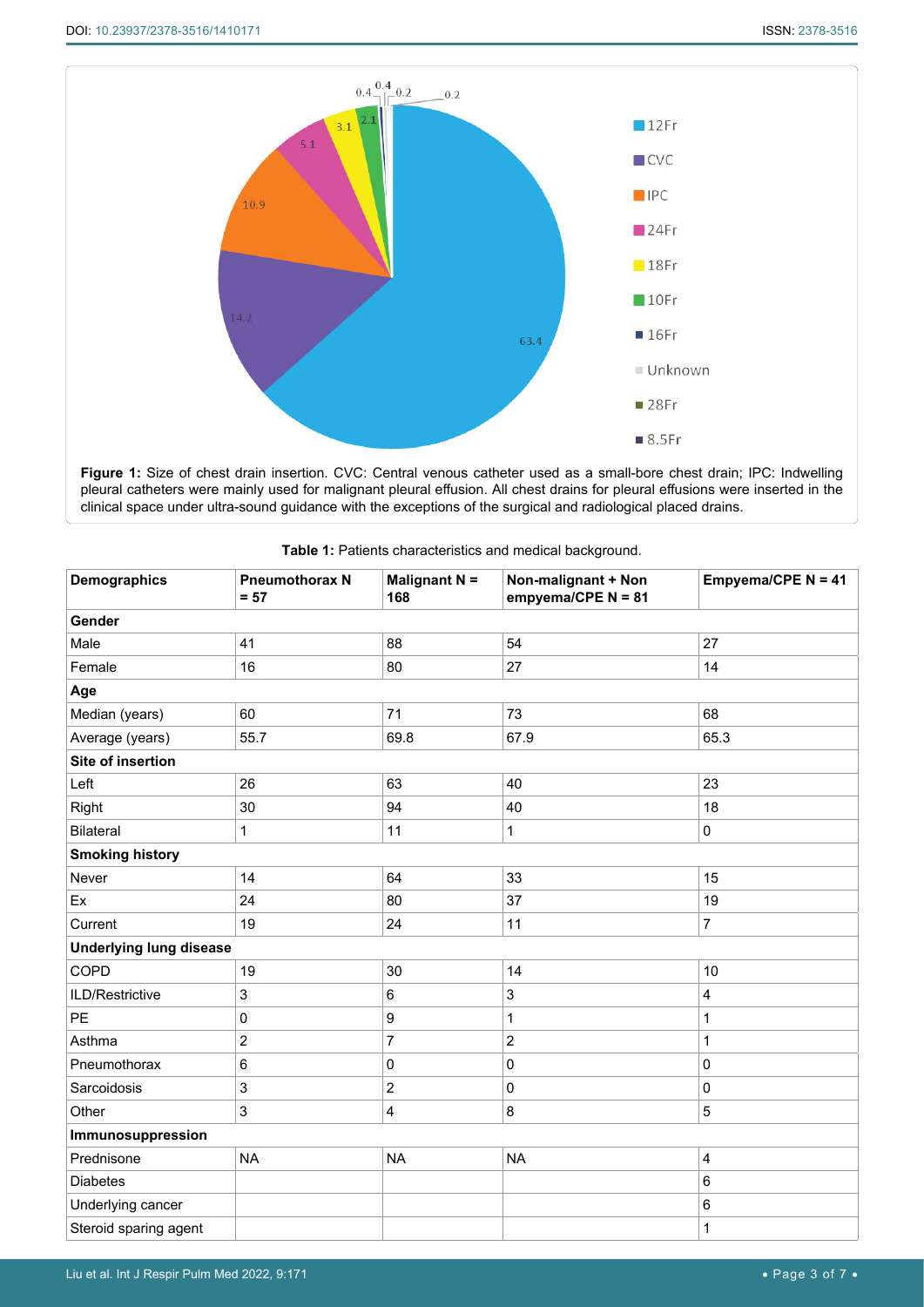**Figure 1:** Size of chest drain insertion. CVC: Central venous catheter used as a small-bore chest drain; IPC: Indwelling pleural catheters were mainly used for malignant pleural effusion. All chest drains for pleural effusions were inserted in the clinical space under ultra-sound guidance with the exceptions of the surgical and radiological placed drains.

**Table 1:** Patients characteristics and medical background.

| Demographics | Pneumothorax N = 57 | Malignant N = 168 | Non-malignant + Non empyema/CPE N = 81 | Empyema/CPE N = 41 |
|---|---|---|---|---|
| **Gender** | | | | |
| Male | 41 | 88 | 54 | 27 |
| Female | 16 | 80 | 27 | 14 |
| **Age** | | | | |
| Median (years) | 60 | 71 | 73 | 68 |
| Average (years) | 55.7 | 69.8 | 67.9 | 65.3 |
| **Site of insertion** | | | | |
| Left | 26 | 63 | 40 | 23 |
| Right | 30 | 94 | 40 | 18 |
| Bilateral | 1 | 11 | 1 | 0 |
| **Smoking history** | | | | |
| Never | 14 | 64 | 33 | 15 |
| Ex | 24 | 80 | 37 | 19 |
| Current | 19 | 24 | 11 | 7 |
| **Underlying lung disease** | | | | |
| COPD | 19 | 30 | 14 | 10 |
| ILD/Restrictive | 3 | 6 | 3 | 4 |
| PE | 0 | 9 | 1 | 1 |
| Asthma | 2 | 7 | 2 | 1 |
| Pneumothorax | 6 | 0 | 0 | 0 |
| Sarcoidosis | 3 | 2 | 0 | 0 |
| Other | 3 | 4 | 8 | 5 |
| **Immunosuppression** | | | | |
| Prednisone | NA | NA | NA | 4 |
| Diabetes | | | | 6 |
| Underlying cancer | | | | 6 |
| Steroid sparing agent | | | | 1 |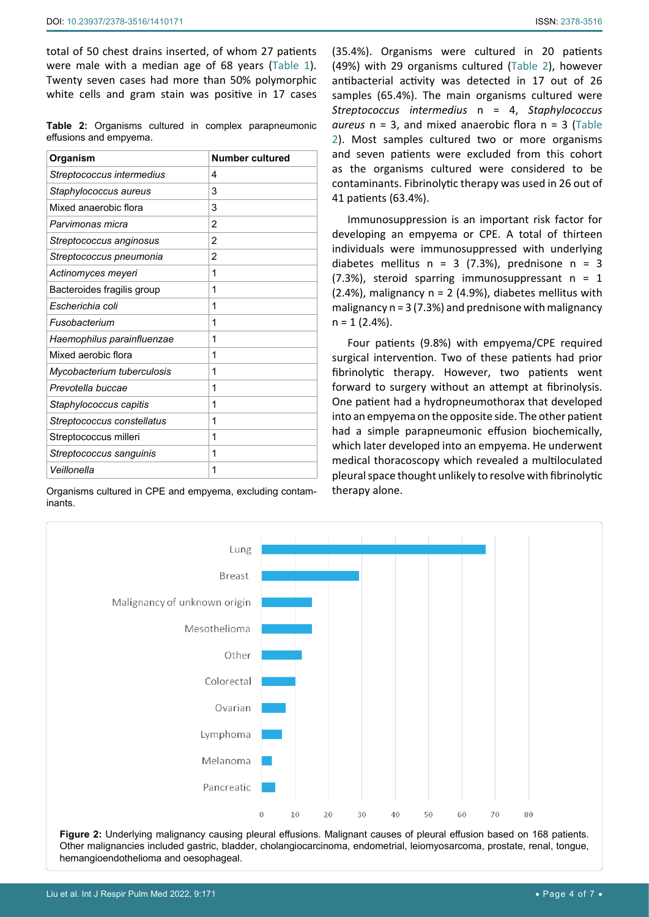total of 50 chest drains inserted, of whom 27 patients were male with a median age of 68 years (Table 1). Twenty seven cases had more than 50% polymorphic white cells and gram stain was positive in 17 cases (35.4%). Organisms were cultured in 20 patients (49%) with 29 organisms cultured (Table 2), however antibacterial activity was detected in 17 out of 26 samples (65.4%). The main organisms cultured were *Streptococcus intermedius* n = 4, *Staphylococcus aureus* n = 3, and mixed anaerobic flora n = 3 (Table 2). Most samples cultured two or more organisms and seven patients were excluded from this cohort as the organisms cultured were considered to be contaminants. Fibrinolytic therapy was used in 26 out of 41 patients (63.4%).

**Table 2:** Organisms cultured in complex parapneumonic effusions and empyema.

| Organism | Number cultured |
|---|---|
| *Streptococcus intermedius* | 4 |
| *Staphylococcus aureus* | 3 |
| Mixed anaerobic flora | 3 |
| *Parvimonas micra* | 2 |
| *Streptococcus anginosus* | 2 |
| *Streptococcus pneumonia* | 2 |
| *Actinomyces meyeri* | 1 |
| Bacteroides fragilis group | 1 |
| *Escherichia coli* | 1 |
| *Fusobacterium* | 1 |
| *Haemophilus parainfluenzae* | 1 |
| Mixed aerobic flora | 1 |
| *Mycobacterium tuberculosis* | 1 |
| *Prevotella buccae* | 1 |
| *Staphylococcus capitis* | 1 |
| *Streptococcus constellatus* | 1 |
| Streptococcus milleri | 1 |
| *Streptococcus sanguinis* | 1 |
| *Veillonella* | 1 |

Organisms cultured in CPE and empyema, excluding contaminants.

Immunosuppression is an important risk factor for developing an empyema or CPE. A total of thirteen individuals were immunosuppressed with underlying diabetes mellitus n = 3 (7.3%), prednisone n = 3 (7.3%), steroid sparring immunosuppressant n = 1 (2.4%), malignancy n = 2 (4.9%), diabetes mellitus with malignancy n = 3 (7.3%) and prednisone with malignancy n = 1 (2.4%).

Four patients (9.8%) with empyema/CPE required surgical intervention. Two of these patients had prior fibrinolytic therapy. However, two patients went forward to surgery without an attempt at fibrinolysis. One patient had a hydropneumothorax that developed into an empyema on the opposite side. The other patient had a simple parapneumonic effusion biochemically, which later developed into an empyema. He underwent medical thoracoscopy which revealed a multiloculated pleural space thought unlikely to resolve with fibrinolytic therapy alone.

**Figure 2:** Underlying malignancy causing pleural effusions. Malignant causes of pleural effusion based on 168 patients. Other malignancies included gastric, bladder, cholangiocarcinoma, endometrial, leiomyosarcoma, prostate, renal, tongue, hemangioendothelioma and oesophageal.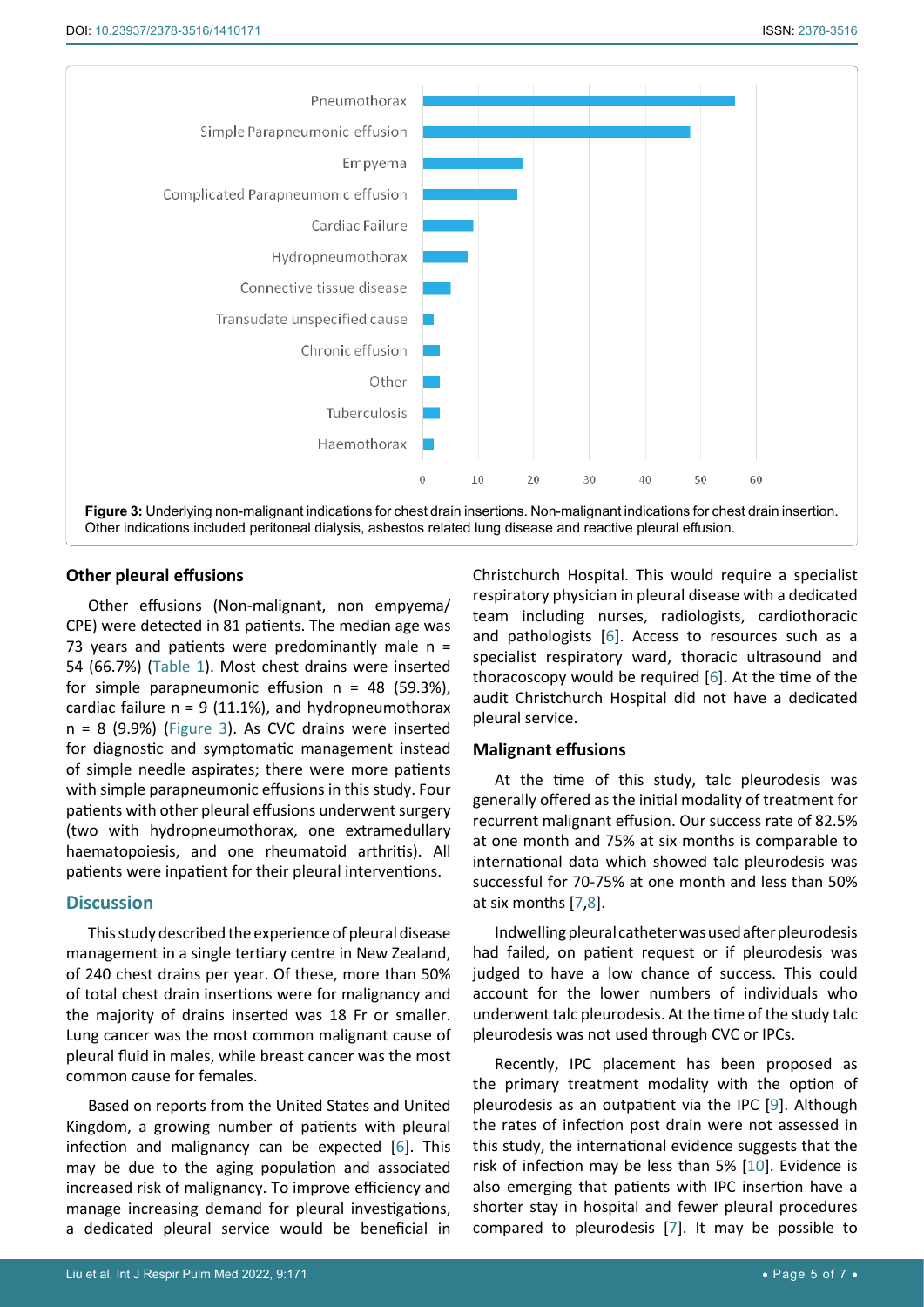Figure 3: Underlying non-malignant indications for chest drain insertions. Non-malignant indications for chest drain insertion. Other indications included peritoneal dialysis, asbestos related lung disease and reactive pleural effusion.

### Other pleural effusions

Other effusions (Non-malignant, non empyema/CPE) were detected in 81 patients. The median age was 73 years and patients were predominantly male n = 54 (66.7%) (Table 1). Most chest drains were inserted for simple parapneumonic effusion n = 48 (59.3%), cardiac failure n = 9 (11.1%), and hydropneumothorax n = 8 (9.9%) (Figure 3). As CVC drains were inserted for diagnostic and symptomatic management instead of simple needle aspirates; there were more patients with simple parapneumonic effusions in this study. Four patients with other pleural effusions underwent surgery (two with hydropneumothorax, one extramedullary haematopoiesis, and one rheumatoid arthritis). All patients were inpatient for their pleural interventions.

## Discussion

This study described the experience of pleural disease management in a single tertiary centre in New Zealand, of 240 chest drains per year. Of these, more than 50% of total chest drain insertions were for malignancy and the majority of drains inserted was 18 Fr or smaller. Lung cancer was the most common malignant cause of pleural fluid in males, while breast cancer was the most common cause for females.

Based on reports from the United States and United Kingdom, a growing number of patients with pleural infection and malignancy can be expected [6]. This may be due to the aging population and associated increased risk of malignancy. To improve efficiency and manage increasing demand for pleural investigations, a dedicated pleural service would be beneficial in Christchurch Hospital. This would require a specialist respiratory physician in pleural disease with a dedicated team including nurses, radiologists, cardiothoracic and pathologists [6]. Access to resources such as a specialist respiratory ward, thoracic ultrasound and thoracoscopy would be required [6]. At the time of the audit Christchurch Hospital did not have a dedicated pleural service.

### Malignant effusions

At the time of this study, talc pleurodesis was generally offered as the initial modality of treatment for recurrent malignant effusion. Our success rate of 82.5% at one month and 75% at six months is comparable to international data which showed talc pleurodesis was successful for 70-75% at one month and less than 50% at six months [7,8].

Indwelling pleural catheter was used after pleurodesis had failed, on patient request or if pleurodesis was judged to have a low chance of success. This could account for the lower numbers of individuals who underwent talc pleurodesis. At the time of the study talc pleurodesis was not used through CVC or IPCs.

Recently, IPC placement has been proposed as the primary treatment modality with the option of pleurodesis as an outpatient via the IPC [9]. Although the rates of infection post drain were not assessed in this study, the international evidence suggests that the risk of infection may be less than 5% [10]. Evidence is also emerging that patients with IPC insertion have a shorter stay in hospital and fewer pleural procedures compared to pleurodesis [7]. It may be possible to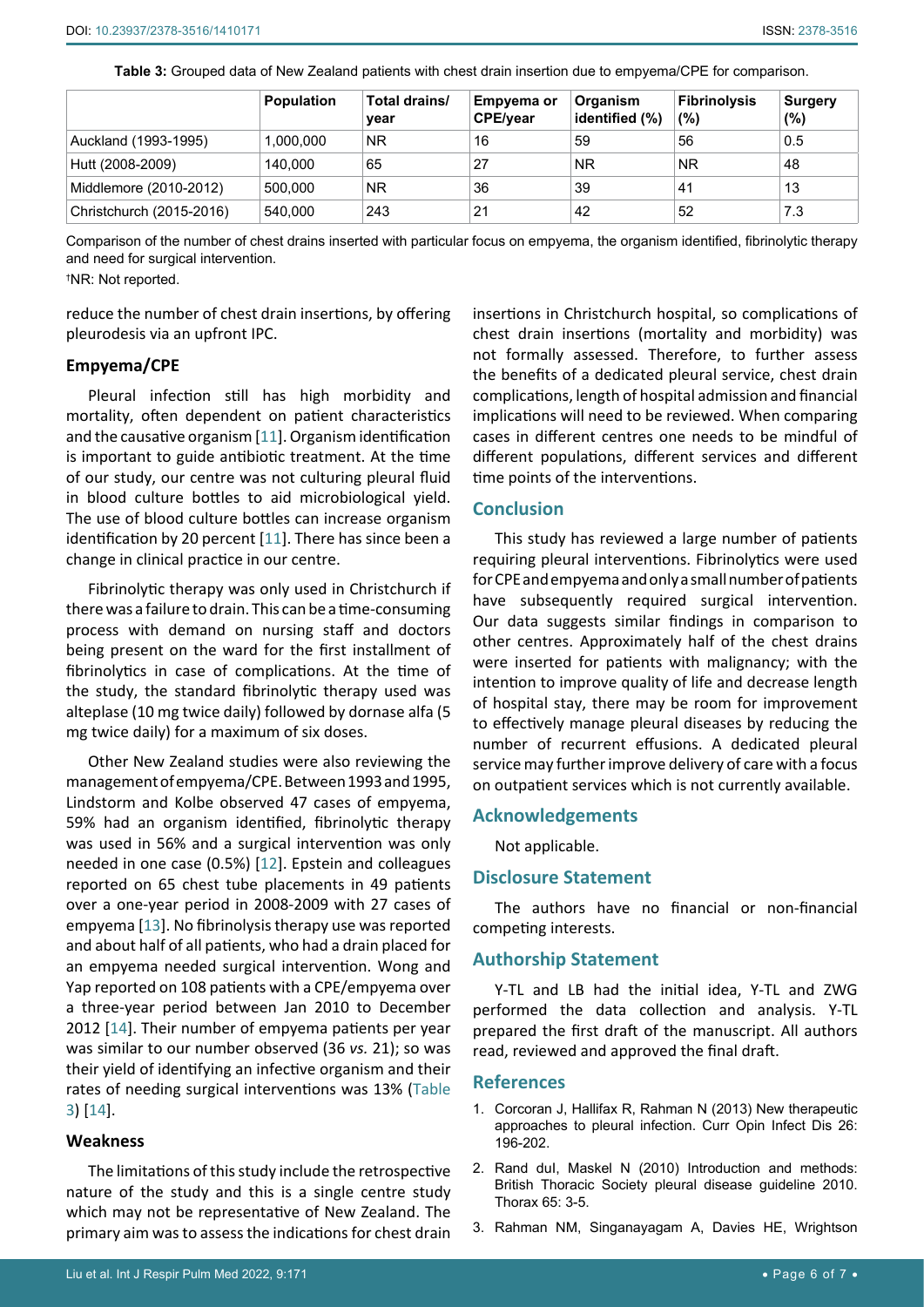**Table 3:** Grouped data of New Zealand patients with chest drain insertion due to empyema/CPE for comparison.

| | Population | Total drains/year | Empyema or CPE/year | Organism identified (%) | Fibrinolysis (%) | Surgery (%) |
|---|---|---|---|---|---|---|
| Auckland (1993-1995) | 1,000,000 | NR | 16 | 59 | 56 | 0.5 |
| Hutt (2008-2009) | 140,000 | 65 | 27 | NR | NR | 48 |
| Middlemore (2010-2012) | 500,000 | NR | 36 | 39 | 41 | 13 |
| Christchurch (2015-2016) | 540,000 | 243 | 21 | 42 | 52 | 7.3 |

Comparison of the number of chest drains inserted with particular focus on empyema, the organism identified, fibrinolytic therapy and need for surgical intervention.

†NR: Not reported.

reduce the number of chest drain insertions, by offering pleurodesis via an upfront IPC.

### Empyema/CPE

Pleural infection still has high morbidity and mortality, often dependent on patient characteristics and the causative organism [11]. Organism identification is important to guide antibiotic treatment. At the time of our study, our centre was not culturing pleural fluid in blood culture bottles to aid microbiological yield. The use of blood culture bottles can increase organism identification by 20 percent [11]. There has since been a change in clinical practice in our centre.

Fibrinolytic therapy was only used in Christchurch if there was a failure to drain. This can be a time-consuming process with demand on nursing staff and doctors being present on the ward for the first installment of fibrinolytics in case of complications. At the time of the study, the standard fibrinolytic therapy used was alteplase (10 mg twice daily) followed by dornase alfa (5 mg twice daily) for a maximum of six doses.

Other New Zealand studies were also reviewing the management of empyema/CPE. Between 1993 and 1995, Lindstorm and Kolbe observed 47 cases of empyema, 59% had an organism identified, fibrinolytic therapy was used in 56% and a surgical intervention was only needed in one case (0.5%) [12]. Epstein and colleagues reported on 65 chest tube placements in 49 patients over a one-year period in 2008-2009 with 27 cases of empyema [13]. No fibrinolysis therapy use was reported and about half of all patients, who had a drain placed for an empyema needed surgical intervention. Wong and Yap reported on 108 patients with a CPE/empyema over a three-year period between Jan 2010 to December 2012 [14]. Their number of empyema patients per year was similar to our number observed (36 *vs.* 21); so was their yield of identifying an infective organism and their rates of needing surgical interventions was 13% (Table 3) [14].

### Weakness

The limitations of this study include the retrospective nature of the study and this is a single centre study which may not be representative of New Zealand. The primary aim was to assess the indications for chest drain insertions in Christchurch hospital, so complications of chest drain insertions (mortality and morbidity) was not formally assessed. Therefore, to further assess the benefits of a dedicated pleural service, chest drain complications, length of hospital admission and financial implications will need to be reviewed. When comparing cases in different centres one needs to be mindful of different populations, different services and different time points of the interventions.

## Conclusion

This study has reviewed a large number of patients requiring pleural interventions. Fibrinolytics were used for CPE and empyema and only a small number of patients have subsequently required surgical intervention. Our data suggests similar findings in comparison to other centres. Approximately half of the chest drains were inserted for patients with malignancy; with the intention to improve quality of life and decrease length of hospital stay, there may be room for improvement to effectively manage pleural diseases by reducing the number of recurrent effusions. A dedicated pleural service may further improve delivery of care with a focus on outpatient services which is not currently available.

## Acknowledgements

Not applicable.

## Disclosure Statement

The authors have no financial or non-financial competing interests.

## Authorship Statement

Y-TL and LB had the initial idea, Y-TL and ZWG performed the data collection and analysis. Y-TL prepared the first draft of the manuscript. All authors read, reviewed and approved the final draft.

## References

1. Corcoran J, Hallifax R, Rahman N (2013) New therapeutic approaches to pleural infection. Curr Opin Infect Dis 26: 196-202.
2. Rand duI, Maskel N (2010) Introduction and methods: British Thoracic Society pleural disease guideline 2010. Thorax 65: 3-5.
3. Rahman NM, Singanayagam A, Davies HE, Wrightson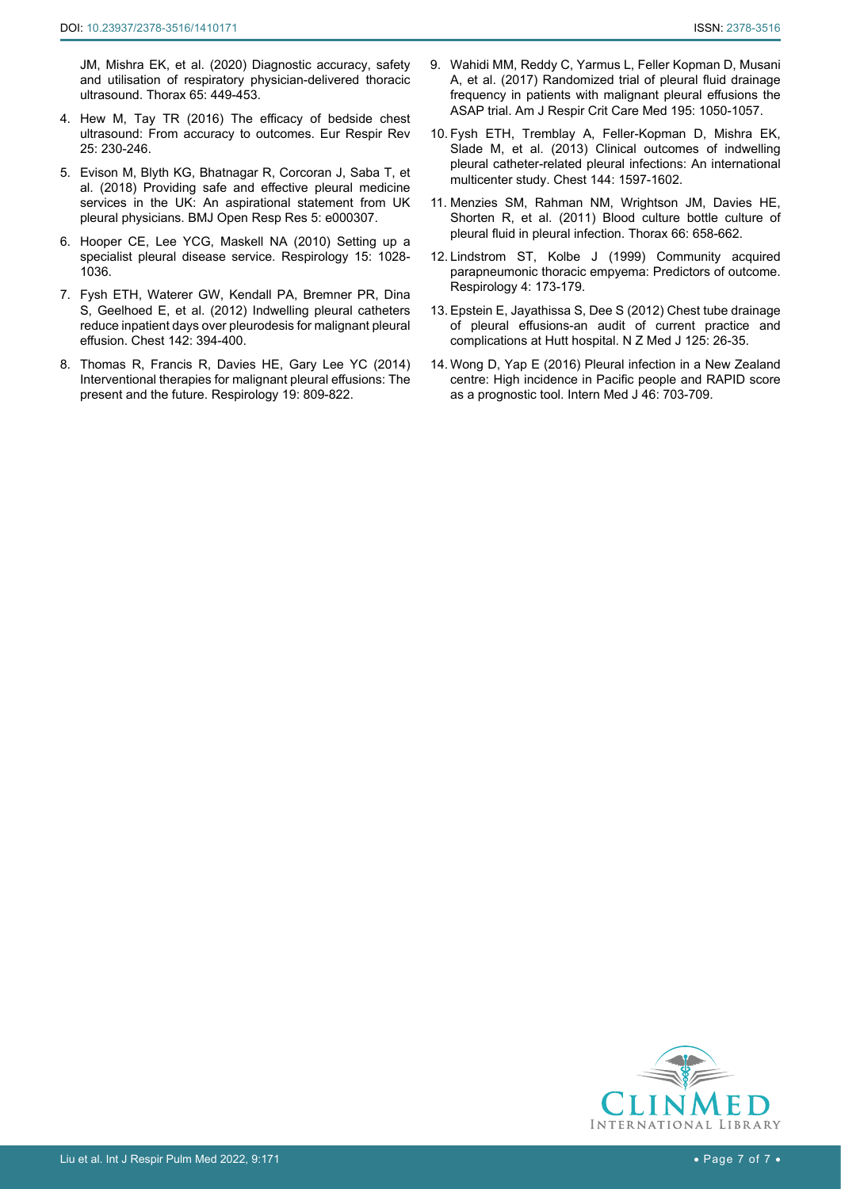JM, Mishra EK, et al. (2020) Diagnostic accuracy, safety and utilisation of respiratory physician-delivered thoracic ultrasound. Thorax 65: 449-453.

4. Hew M, Tay TR (2016) The efficacy of bedside chest ultrasound: From accuracy to outcomes. Eur Respir Rev 25: 230-246.
5. Evison M, Blyth KG, Bhatnagar R, Corcoran J, Saba T, et al. (2018) Providing safe and effective pleural medicine services in the UK: An aspirational statement from UK pleural physicians. BMJ Open Resp Res 5: e000307.
6. Hooper CE, Lee YCG, Maskell NA (2010) Setting up a specialist pleural disease service. Respirology 15: 1028-1036.
7. Fysh ETH, Waterer GW, Kendall PA, Bremner PR, Dina S, Geelhoed E, et al. (2012) Indwelling pleural catheters reduce inpatient days over pleurodesis for malignant pleural effusion. Chest 142: 394-400.
8. Thomas R, Francis R, Davies HE, Gary Lee YC (2014) Interventional therapies for malignant pleural effusions: The present and the future. Respirology 19: 809-822.
9. Wahidi MM, Reddy C, Yarmus L, Feller Kopman D, Musani A, et al. (2017) Randomized trial of pleural fluid drainage frequency in patients with malignant pleural effusions the ASAP trial. Am J Respir Crit Care Med 195: 1050-1057.
10. Fysh ETH, Tremblay A, Feller-Kopman D, Mishra EK, Slade M, et al. (2013) Clinical outcomes of indwelling pleural catheter-related pleural infections: An international multicenter study. Chest 144: 1597-1602.
11. Menzies SM, Rahman NM, Wrightson JM, Davies HE, Shorten R, et al. (2011) Blood culture bottle culture of pleural fluid in pleural infection. Thorax 66: 658-662.
12. Lindstrom ST, Kolbe J (1999) Community acquired parapneumonic thoracic empyema: Predictors of outcome. Respirology 4: 173-179.
13. Epstein E, Jayathissa S, Dee S (2012) Chest tube drainage of pleural effusions-an audit of current practice and complications at Hutt hospital. N Z Med J 125: 26-35.
14. Wong D, Yap E (2016) Pleural infection in a New Zealand centre: High incidence in Pacific people and RAPID score as a prognostic tool. Intern Med J 46: 703-709.